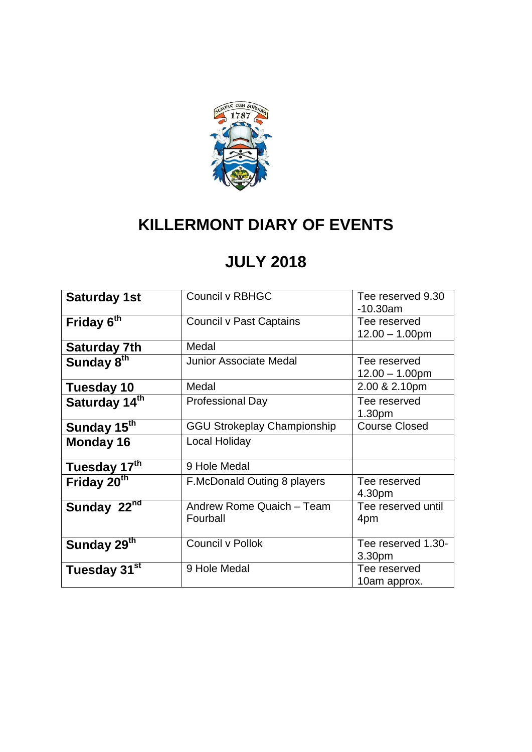# KILLERMONT DIARY OF EVENTS

## JULY 2018

| | | |
|---|---|---|
| **Saturday 1st** | Council v RBHGC | Tee reserved 9.30 -10.30am |
| **Friday 6th** | Council v Past Captains | Tee reserved 12.00 – 1.00pm |
| **Saturday 7th** | Medal | |
| **Sunday 8th** | Junior Associate Medal | Tee reserved 12.00 – 1.00pm |
| **Tuesday 10** | Medal | 2.00 & 2.10pm |
| **Saturday 14th** | Professional Day | Tee reserved 1.30pm |
| **Sunday 15th** | GGU Strokeplay Championship | Course Closed |
| **Monday 16** | Local Holiday | |
| **Tuesday 17th** | 9 Hole Medal | |
| **Friday 20th** | F.McDonald Outing 8 players | Tee reserved 4.30pm |
| **Sunday 22nd** | Andrew Rome Quaich – Team Fourball | Tee reserved until 4pm |
| **Sunday 29th** | Council v Pollok | Tee reserved 1.30-3.30pm |
| **Tuesday 31st** | 9 Hole Medal | Tee reserved 10am approx. |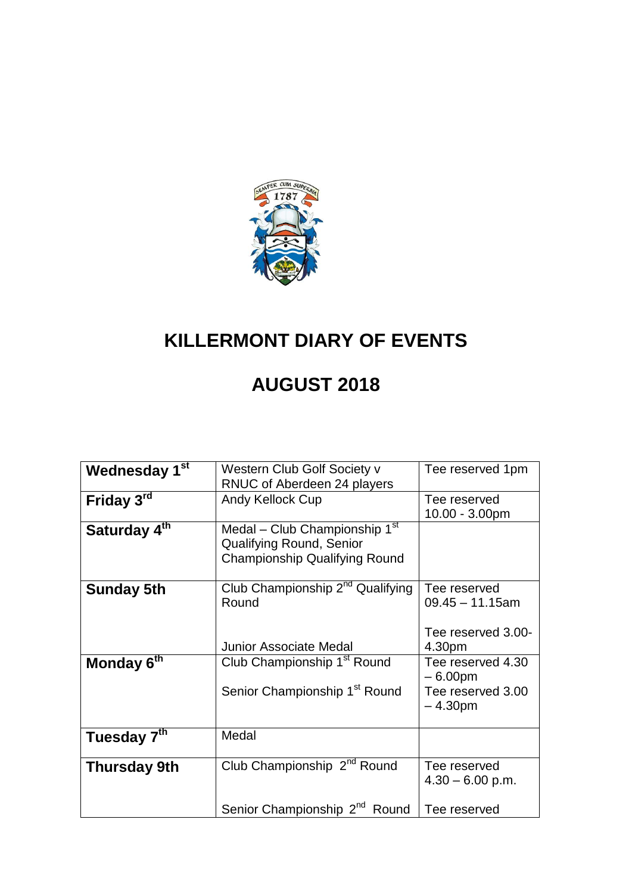# KILLERMONT DIARY OF EVENTS

# AUGUST 2018

| | | |
|---|---|---|
| **Wednesday 1st** | Western Club Golf Society v RNUC of Aberdeen 24 players | Tee reserved 1pm |
| **Friday 3rd** | Andy Kellock Cup | Tee reserved 10.00 - 3.00pm |
| **Saturday 4th** | Medal – Club Championship 1st Qualifying Round, Senior Championship Qualifying Round | |
| **Sunday 5th** | Club Championship 2nd Qualifying Round<br><br>Junior Associate Medal | Tee reserved 09.45 – 11.15am<br><br>Tee reserved 3.00-4.30pm |
| **Monday 6th** | Club Championship 1st Round<br><br>Senior Championship 1st Round | Tee reserved 4.30 – 6.00pm<br>Tee reserved 3.00 – 4.30pm |
| **Tuesday 7th** | Medal | |
| **Thursday 9th** | Club Championship 2nd Round<br><br>Senior Championship 2nd Round | Tee reserved 4.30 – 6.00 p.m.<br><br>Tee reserved |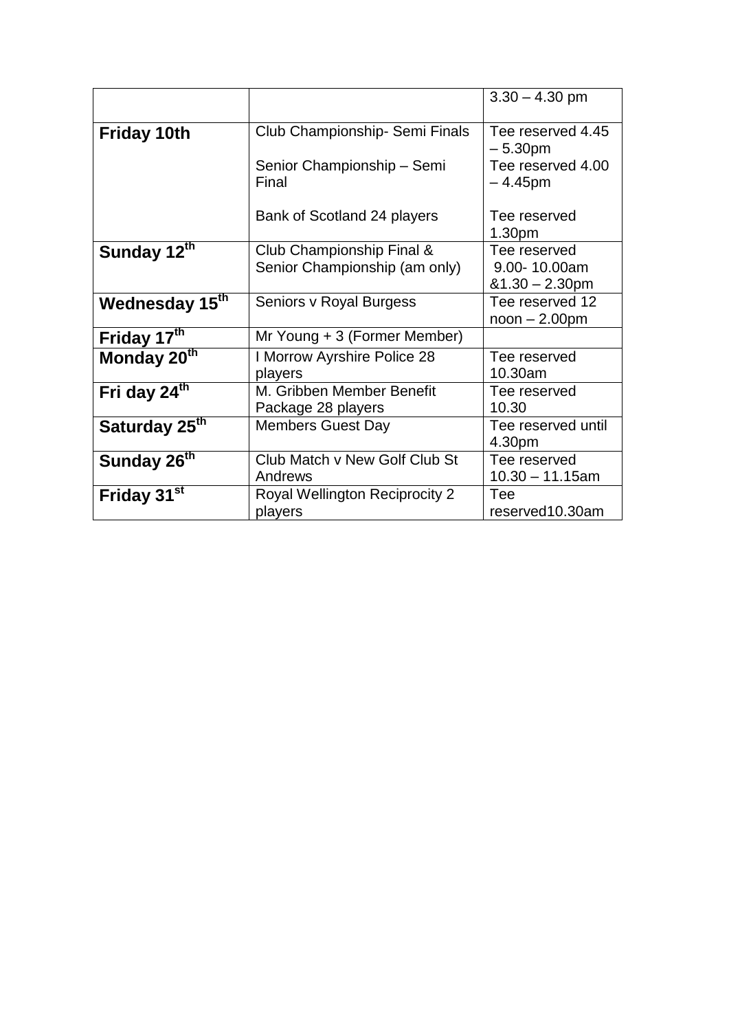| | | |
|---|---|---|
| | | 3.30 – 4.30 pm |
| **Friday 10th** | Club Championship- Semi Finals<br><br>Senior Championship – Semi Final<br><br>Bank of Scotland 24 players | Tee reserved 4.45 – 5.30pm<br>Tee reserved 4.00 – 4.45pm<br><br>Tee reserved 1.30pm |
| **Sunday 12th** | Club Championship Final & Senior Championship (am only) | Tee reserved 9.00- 10.00am &1.30 – 2.30pm |
| **Wednesday 15th** | Seniors v Royal Burgess | Tee reserved 12 noon – 2.00pm |
| **Friday 17th** | Mr Young + 3 (Former Member) | |
| **Monday 20th** | I Morrow Ayrshire Police 28 players | Tee reserved 10.30am |
| **Fri day 24th** | M. Gribben Member Benefit Package 28 players | Tee reserved 10.30 |
| **Saturday 25th** | Members Guest Day | Tee reserved until 4.30pm |
| **Sunday 26th** | Club Match v New Golf Club St Andrews | Tee reserved 10.30 – 11.15am |
| **Friday 31st** | Royal Wellington Reciprocity 2 players | Tee reserved10.30am |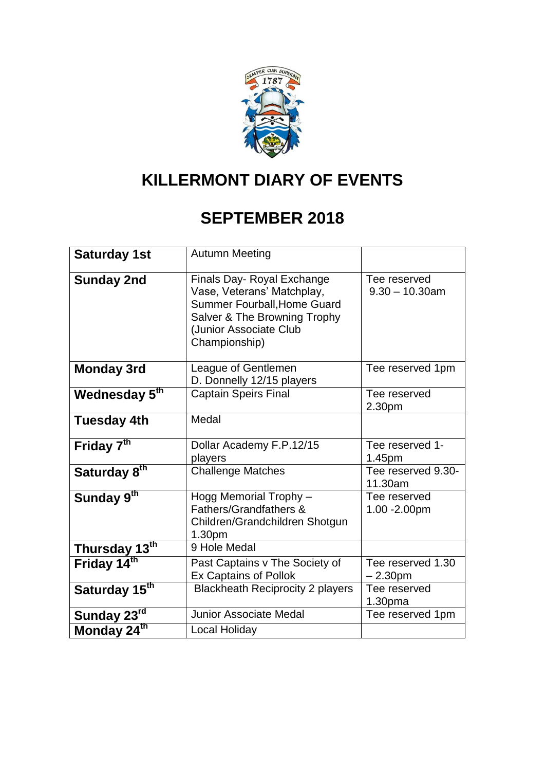# KILLERMONT DIARY OF EVENTS

## SEPTEMBER 2018

| | | |
|---|---|---|
| **Saturday 1st** | Autumn Meeting | |
| **Sunday 2nd** | Finals Day- Royal Exchange Vase, Veterans' Matchplay, Summer Fourball,Home Guard Salver & The Browning Trophy (Junior Associate Club Championship) | Tee reserved 9.30 – 10.30am |
| **Monday 3rd** | League of Gentlemen D. Donnelly 12/15 players | Tee reserved 1pm |
| **Wednesday 5th** | Captain Speirs Final | Tee reserved 2.30pm |
| **Tuesday 4th** | Medal | |
| **Friday 7th** | Dollar Academy F.P.12/15 players | Tee reserved 1-1.45pm |
| **Saturday 8th** | Challenge Matches | Tee reserved 9.30-11.30am |
| **Sunday 9th** | Hogg Memorial Trophy – Fathers/Grandfathers & Children/Grandchildren Shotgun 1.30pm | Tee reserved 1.00 -2.00pm |
| **Thursday 13th** | 9 Hole Medal | |
| **Friday 14th** | Past Captains v The Society of Ex Captains of Pollok | Tee reserved 1.30 – 2.30pm |
| **Saturday 15th** | Blackheath Reciprocity 2 players | Tee reserved 1.30pma |
| **Sunday 23rd** | Junior Associate Medal | Tee reserved 1pm |
| **Monday 24th** | Local Holiday | |